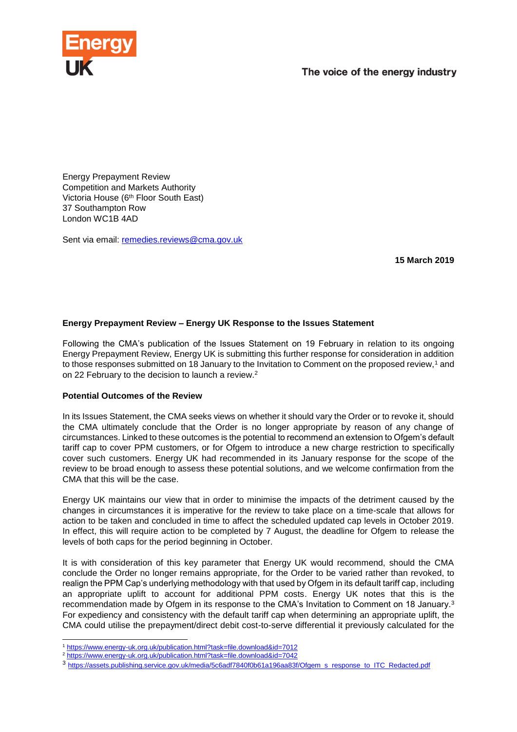Energy UK

The voice of the energy industry

Energy Prepayment Review
Competition and Markets Authority
Victoria House (6th Floor South East)
37 Southampton Row
London WC1B 4AD

Sent via email: remedies.reviews@cma.gov.uk

**15 March 2019**

**Energy Prepayment Review – Energy UK Response to the Issues Statement**

Following the CMA's publication of the Issues Statement on 19 February in relation to its ongoing Energy Prepayment Review, Energy UK is submitting this further response for consideration in addition to those responses submitted on 18 January to the Invitation to Comment on the proposed review,[1] and on 22 February to the decision to launch a review.[2]

**Potential Outcomes of the Review**

In its Issues Statement, the CMA seeks views on whether it should vary the Order or to revoke it, should the CMA ultimately conclude that the Order is no longer appropriate by reason of any change of circumstances. Linked to these outcomes is the potential to recommend an extension to Ofgem's default tariff cap to cover PPM customers, or for Ofgem to introduce a new charge restriction to specifically cover such customers. Energy UK had recommended in its January response for the scope of the review to be broad enough to assess these potential solutions, and we welcome confirmation from the CMA that this will be the case.

Energy UK maintains our view that in order to minimise the impacts of the detriment caused by the changes in circumstances it is imperative for the review to take place on a time-scale that allows for action to be taken and concluded in time to affect the scheduled updated cap levels in October 2019. In effect, this will require action to be completed by 7 August, the deadline for Ofgem to release the levels of both caps for the period beginning in October.

It is with consideration of this key parameter that Energy UK would recommend, should the CMA conclude the Order no longer remains appropriate, for the Order to be varied rather than revoked, to realign the PPM Cap's underlying methodology with that used by Ofgem in its default tariff cap, including an appropriate uplift to account for additional PPM costs. Energy UK notes that this is the recommendation made by Ofgem in its response to the CMA's Invitation to Comment on 18 January.[3] For expediency and consistency with the default tariff cap when determining an appropriate uplift, the CMA could utilise the prepayment/direct debit cost-to-serve differential it previously calculated for the

[1] https://www.energy-uk.org.uk/publication.html?task=file.download&id=7012

[2] https://www.energy-uk.org.uk/publication.html?task=file.download&id=7042

[3] https://assets.publishing.service.gov.uk/media/5c6adf7840f0b61a196aa83f/Ofgem_s_response_to_ITC_Redacted.pdf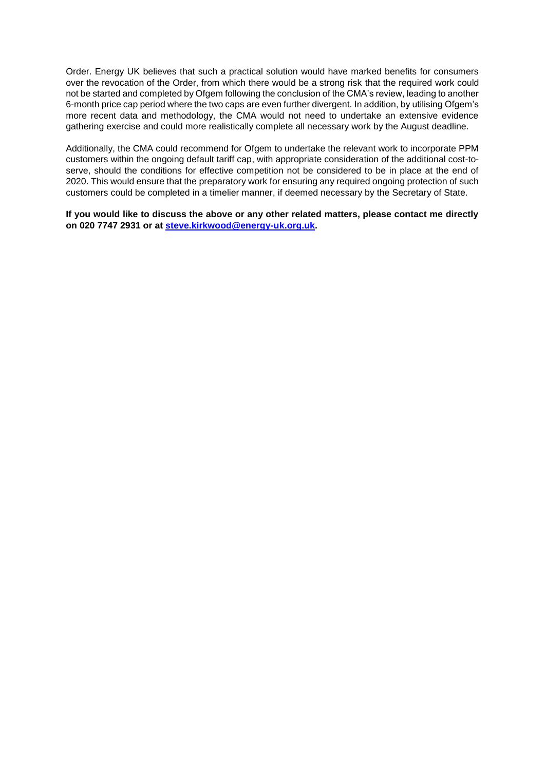Order. Energy UK believes that such a practical solution would have marked benefits for consumers over the revocation of the Order, from which there would be a strong risk that the required work could not be started and completed by Ofgem following the conclusion of the CMA's review, leading to another 6-month price cap period where the two caps are even further divergent. In addition, by utilising Ofgem's more recent data and methodology, the CMA would not need to undertake an extensive evidence gathering exercise and could more realistically complete all necessary work by the August deadline.

Additionally, the CMA could recommend for Ofgem to undertake the relevant work to incorporate PPM customers within the ongoing default tariff cap, with appropriate consideration of the additional cost-to-serve, should the conditions for effective competition not be considered to be in place at the end of 2020. This would ensure that the preparatory work for ensuring any required ongoing protection of such customers could be completed in a timelier manner, if deemed necessary by the Secretary of State.

**If you would like to discuss the above or any other related matters, please contact me directly on 020 7747 2931 or at steve.kirkwood@energy-uk.org.uk.**